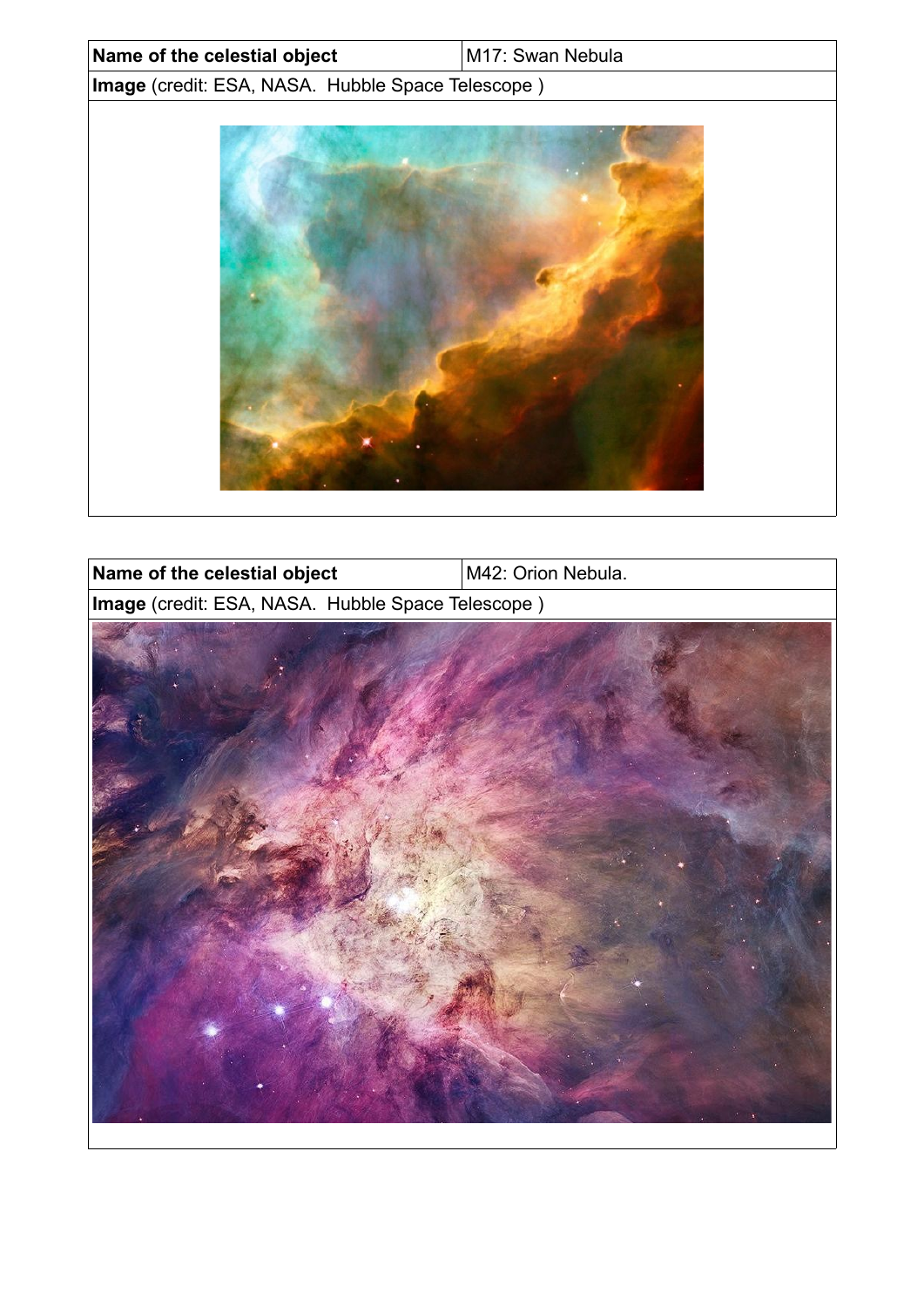| Name of the celestial object | M17: Swan Nebula |
| --- | --- |
| **Image** (credit: ESA, NASA. Hubble Space Telescope ) | |

| Name of the celestial object | M42: Orion Nebula. |
| --- | --- |
| **Image** (credit: ESA, NASA. Hubble Space Telescope ) | |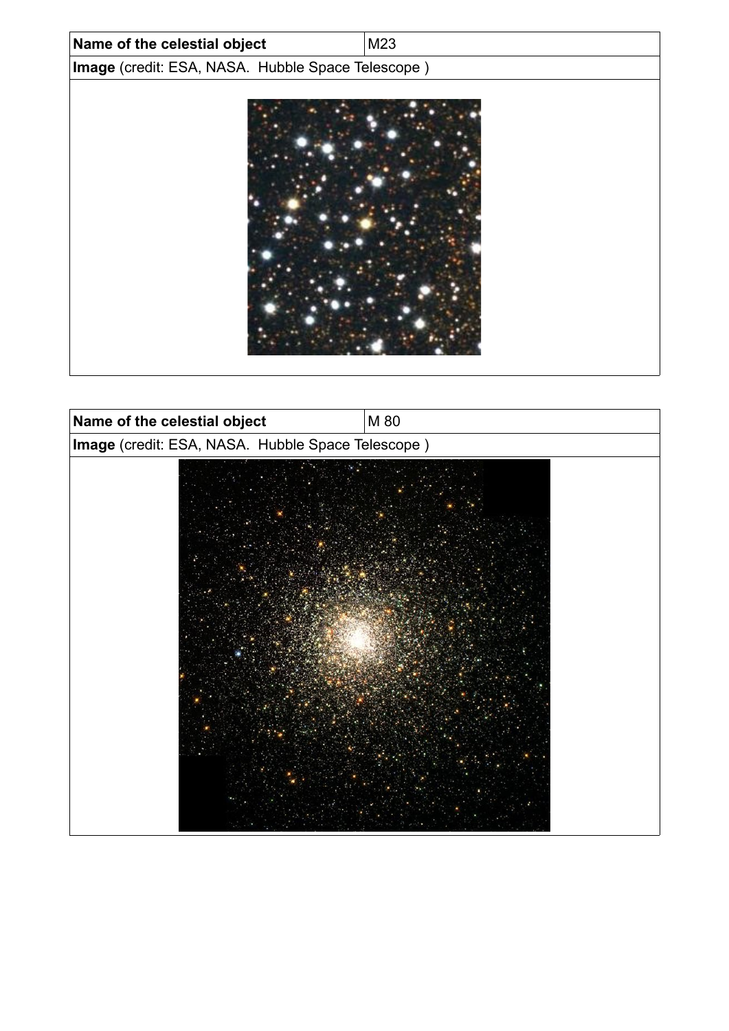| Name of the celestial object | M23 |
| --- | --- |
| **Image** (credit: ESA, NASA. Hubble Space Telescope ) | |

| Name of the celestial object | M 80 |
| --- | --- |
| **Image** (credit: ESA, NASA. Hubble Space Telescope ) | |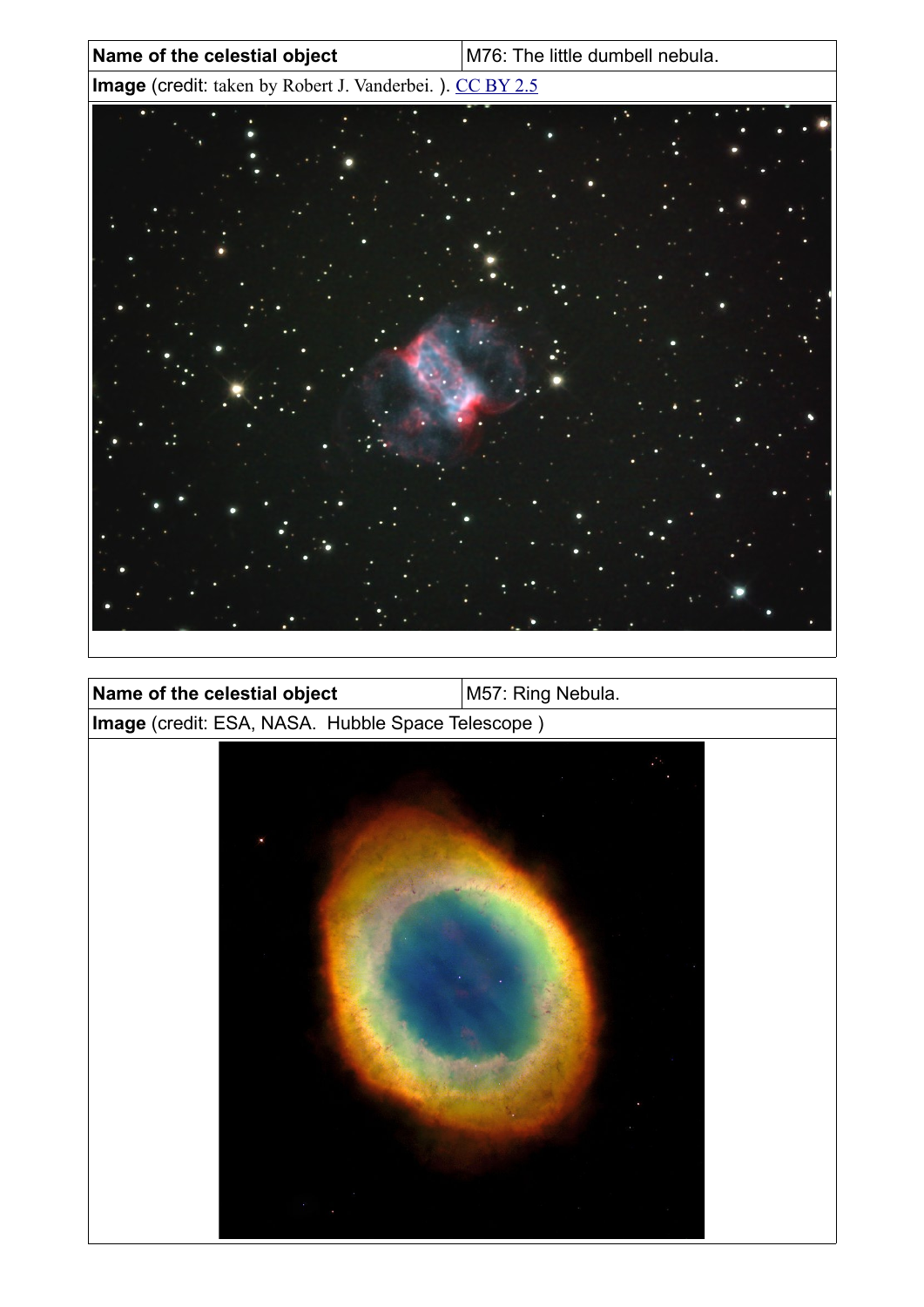| Name of the celestial object | M76: The little dumbell nebula. |
| --- | --- |
| **Image** (credit: taken by Robert J. Vanderbei. ). CC BY 2.5 | |

| Name of the celestial object | M57: Ring Nebula. |
| --- | --- |
| **Image** (credit: ESA, NASA. Hubble Space Telescope ) | |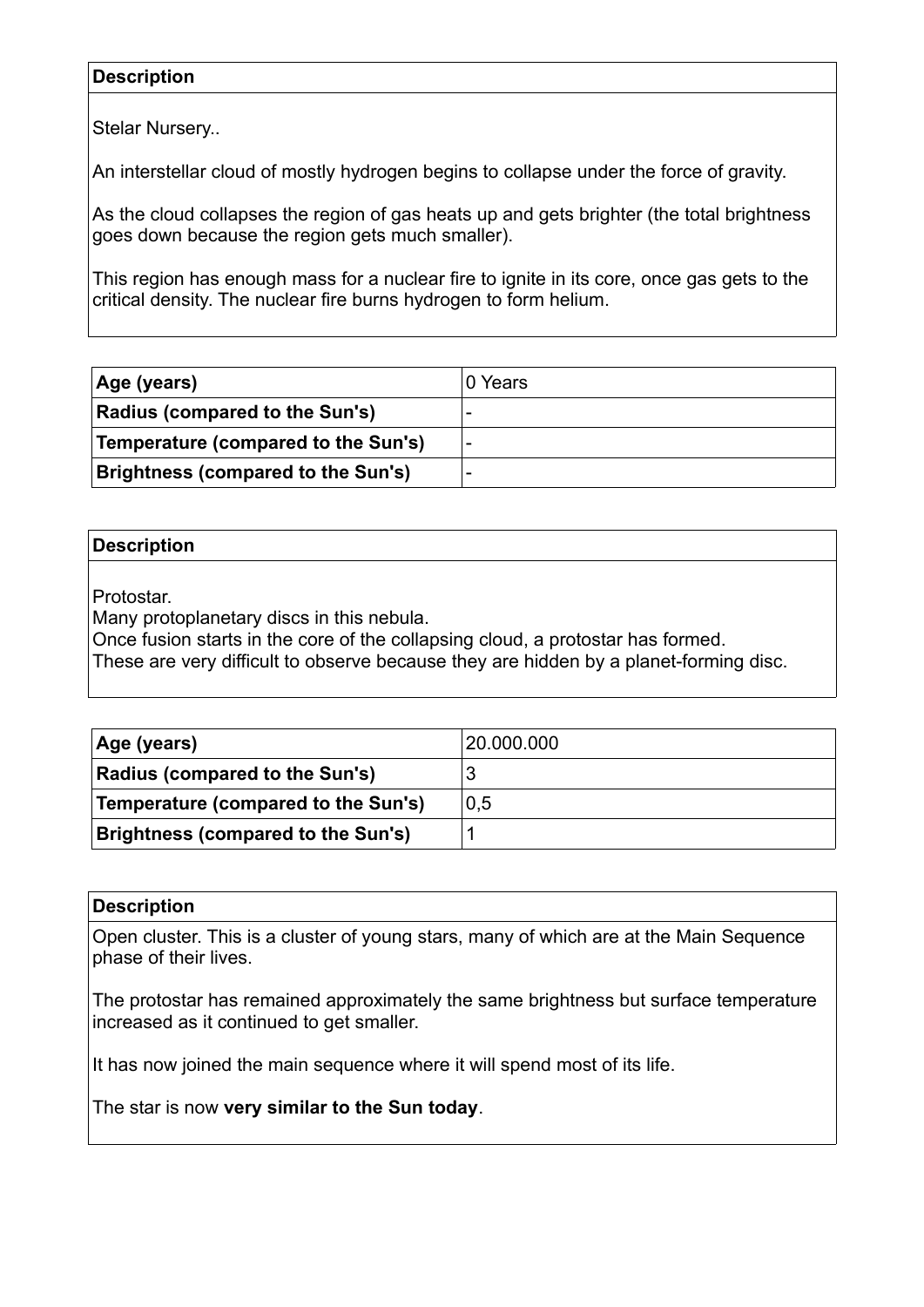| Description |
|---|
| Stelar Nursery..<br><br>An interstellar cloud of mostly hydrogen begins to collapse under the force of gravity.<br><br>As the cloud collapses the region of gas heats up and gets brighter (the total brightness goes down because the region gets much smaller).<br><br>This region has enough mass for a nuclear fire to ignite in its core, once gas gets to the critical density. The nuclear fire burns hydrogen to form helium. |

| | |
|---|---|
| **Age (years)** | 0 Years |
| **Radius (compared to the Sun's)** | - |
| **Temperature (compared to the Sun's)** | - |
| **Brightness (compared to the Sun's)** | - |

| Description |
|---|
| Protostar.<br>Many protoplanetary discs in this nebula.<br>Once fusion starts in the core of the collapsing cloud, a protostar has formed.<br>These are very difficult to observe because they are hidden by a planet-forming disc. |

| | |
|---|---|
| **Age (years)** | 20.000.000 |
| **Radius (compared to the Sun's)** | 3 |
| **Temperature (compared to the Sun's)** | 0,5 |
| **Brightness (compared to the Sun's)** | 1 |

| Description |
|---|
| Open cluster. This is a cluster of young stars, many of which are at the Main Sequence phase of their lives.<br><br>The protostar has remained approximately the same brightness but surface temperature increased as it continued to get smaller.<br><br>It has now joined the main sequence where it will spend most of its life.<br><br>The star is now **very similar to the Sun today**. |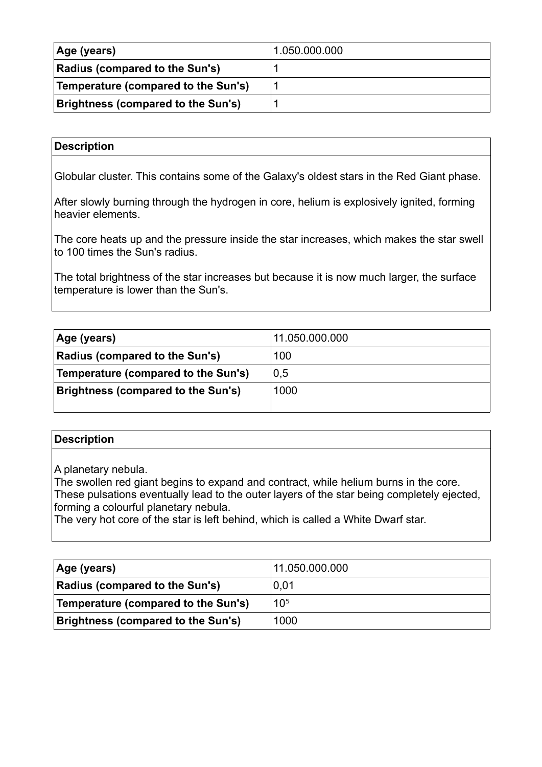| Age (years) | 1.050.000.000 |
|---|---|
| Radius (compared to the Sun's) | 1 |
| Temperature (compared to the Sun's) | 1 |
| Brightness (compared to the Sun's) | 1 |

| Description |
|---|
| Globular cluster. This contains some of the Galaxy's oldest stars in the Red Giant phase.<br><br>After slowly burning through the hydrogen in core, helium is explosively ignited, forming heavier elements.<br><br>The core heats up and the pressure inside the star increases, which makes the star swell to 100 times the Sun's radius.<br><br>The total brightness of the star increases but because it is now much larger, the surface temperature is lower than the Sun's. |

| Age (years) | 11.050.000.000 |
|---|---|
| Radius (compared to the Sun's) | 100 |
| Temperature (compared to the Sun's) | 0,5 |
| Brightness (compared to the Sun's) | 1000 |

| Description |
|---|
| A planetary nebula.<br>The swollen red giant begins to expand and contract, while helium burns in the core.<br>These pulsations eventually lead to the outer layers of the star being completely ejected, forming a colourful planetary nebula.<br>The very hot core of the star is left behind, which is called a White Dwarf star. |

| Age (years) | 11.050.000.000 |
|---|---|
| Radius (compared to the Sun's) | 0,01 |
| Temperature (compared to the Sun's) | $10^5$ |
| Brightness (compared to the Sun's) | 1000 |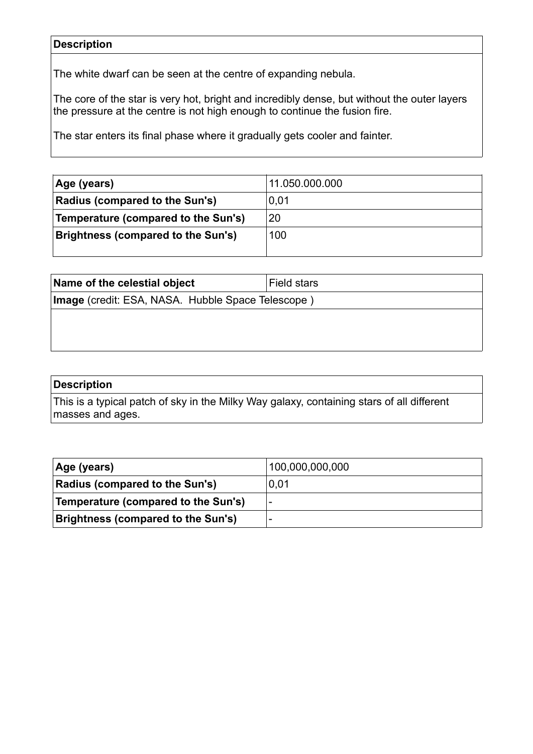| **Description** |
| --- |
| The white dwarf can be seen at the centre of expanding nebula.<br><br>The core of the star is very hot, bright and incredibly dense, but without the outer layers the pressure at the centre is not high enough to continue the fusion fire.<br><br>The star enters its final phase where it gradually gets cooler and fainter. |

| | |
| --- | --- |
| **Age (years)** | 11.050.000.000 |
| **Radius (compared to the Sun's)** | 0,01 |
| **Temperature (compared to the Sun's)** | 20 |
| **Brightness (compared to the Sun's)** | 100 |

| **Name of the celestial object** | Field stars |
| --- | --- |
| **Image** (credit: ESA, NASA. Hubble Space Telescope ) | |
| | |

| **Description** |
| --- |
| This is a typical patch of sky in the Milky Way galaxy, containing stars of all different masses and ages. |

| | |
| --- | --- |
| **Age (years)** | 100,000,000,000 |
| **Radius (compared to the Sun's)** | 0,01 |
| **Temperature (compared to the Sun's)** | - |
| **Brightness (compared to the Sun's)** | - |